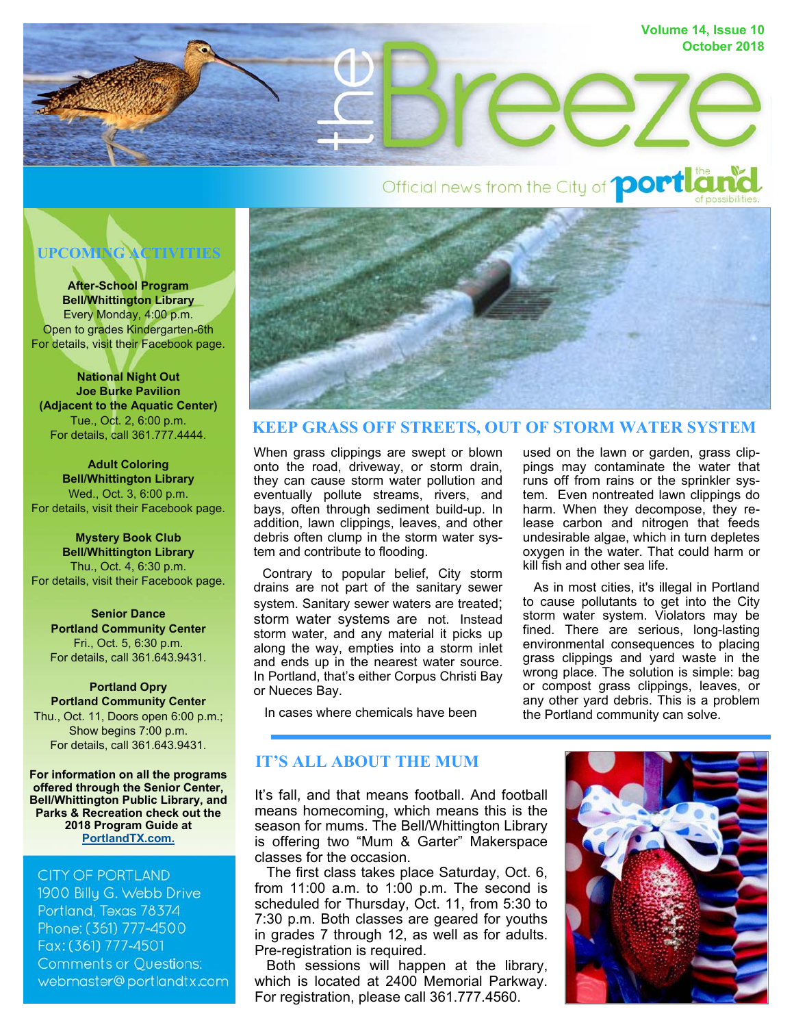# the Breeze

Volume 14, Issue 10
October 2018

Official news from the City of portland — the land of possibilities.

## UPCOMING ACTIVITIES

**After-School Program**
**Bell/Whittington Library**
Every Monday, 4:00 p.m.
Open to grades Kindergarten-6th
For details, visit their Facebook page.

**National Night Out**
**Joe Burke Pavilion**
**(Adjacent to the Aquatic Center)**
Tue., Oct. 2, 6:00 p.m.
For details, call 361.777.4444.

**Adult Coloring**
**Bell/Whittington Library**
Wed., Oct. 3, 6:00 p.m.
For details, visit their Facebook page.

**Mystery Book Club**
**Bell/Whittington Library**
Thu., Oct. 4, 6:30 p.m.
For details, visit their Facebook page.

**Senior Dance**
**Portland Community Center**
Fri., Oct. 5, 6:30 p.m.
For details, call 361.643.9431.

**Portland Opry**
**Portland Community Center**
Thu., Oct. 11, Doors open 6:00 p.m.;
Show begins 7:00 p.m.
For details, call 361.643.9431.

**For information on all the programs offered through the Senior Center, Bell/Whittington Public Library, and Parks & Recreation check out the 2018 Program Guide at PortlandTX.com.**

CITY OF PORTLAND
1900 Billy G. Webb Drive
Portland, Texas 78374
Phone: (361) 777-4500
Fax: (361) 777-4501
Comments or Questions:
webmaster@portlandtx.com

## KEEP GRASS OFF STREETS, OUT OF STORM WATER SYSTEM

When grass clippings are swept or blown onto the road, driveway, or storm drain, they can cause storm water pollution and eventually pollute streams, rivers, and bays, often through sediment build-up. In addition, lawn clippings, leaves, and other debris often clump in the storm water system and contribute to flooding.

Contrary to popular belief, City storm drains are not part of the sanitary sewer system. Sanitary sewer waters are treated; storm water systems are not. Instead storm water, and any material it picks up along the way, empties into a storm inlet and ends up in the nearest water source. In Portland, that's either Corpus Christi Bay or Nueces Bay.

In cases where chemicals have been used on the lawn or garden, grass clippings may contaminate the water that runs off from rains or the sprinkler system. Even nontreated lawn clippings do harm. When they decompose, they release carbon and nitrogen that feeds undesirable algae, which in turn depletes oxygen in the water. That could harm or kill fish and other sea life.

As in most cities, it's illegal in Portland to cause pollutants to get into the City storm water system. Violators may be fined. There are serious, long-lasting environmental consequences to placing grass clippings and yard waste in the wrong place. The solution is simple: bag or compost grass clippings, leaves, or any other yard debris. This is a problem the Portland community can solve.

## IT'S ALL ABOUT THE MUM

It's fall, and that means football. And football means homecoming, which means this is the season for mums. The Bell/Whittington Library is offering two "Mum & Garter" Makerspace classes for the occasion.

The first class takes place Saturday, Oct. 6, from 11:00 a.m. to 1:00 p.m. The second is scheduled for Thursday, Oct. 11, from 5:30 to 7:30 p.m. Both classes are geared for youths in grades 7 through 12, as well as for adults. Pre-registration is required.

Both sessions will happen at the library, which is located at 2400 Memorial Parkway. For registration, please call 361.777.4560.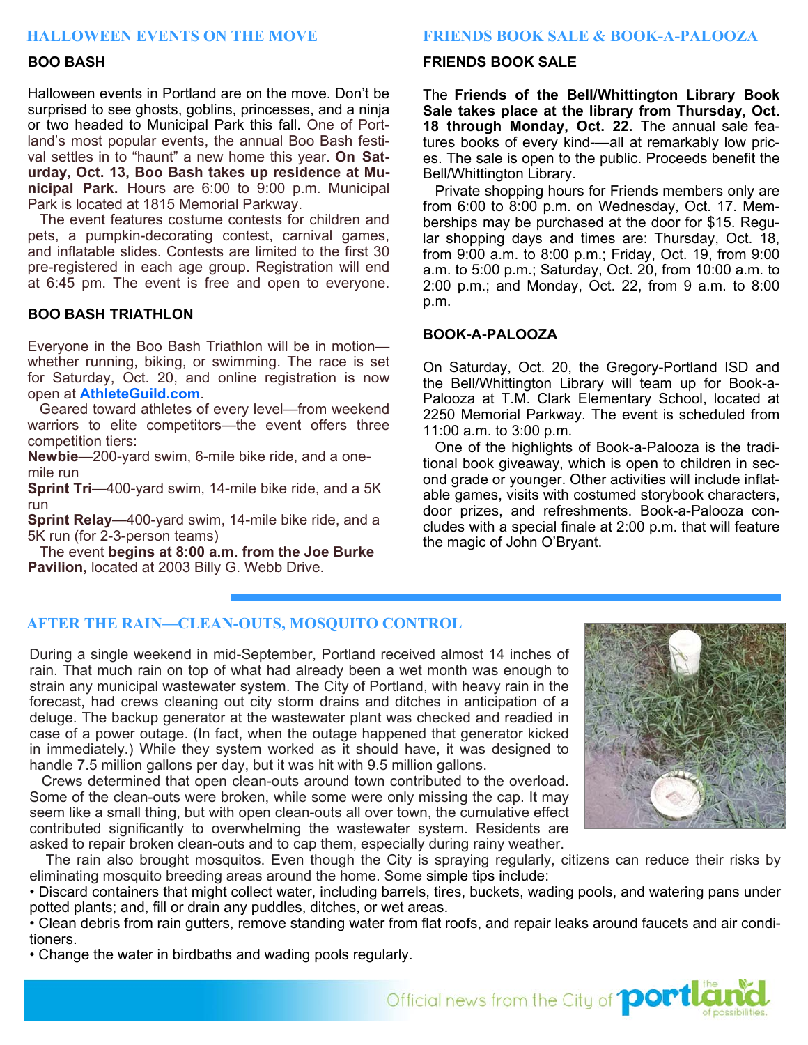## HALLOWEEN EVENTS ON THE MOVE

### BOO BASH

Halloween events in Portland are on the move. Don't be surprised to see ghosts, goblins, princesses, and a ninja or two headed to Municipal Park this fall. One of Portland's most popular events, the annual Boo Bash festival settles in to "haunt" a new home this year. **On Saturday, Oct. 13, Boo Bash takes up residence at Municipal Park.** Hours are 6:00 to 9:00 p.m. Municipal Park is located at 1815 Memorial Parkway.

The event features costume contests for children and pets, a pumpkin-decorating contest, carnival games, and inflatable slides. Contests are limited to the first 30 pre-registered in each age group. Registration will end at 6:45 pm. The event is free and open to everyone.

### BOO BASH TRIATHLON

Everyone in the Boo Bash Triathlon will be in motion—whether running, biking, or swimming. The race is set for Saturday, Oct. 20, and online registration is now open at **AthleteGuild.com**.

Geared toward athletes of every level—from weekend warriors to elite competitors—the event offers three competition tiers:

**Newbie**—200-yard swim, 6-mile bike ride, and a one-mile run

**Sprint Tri**—400-yard swim, 14-mile bike ride, and a 5K run

**Sprint Relay**—400-yard swim, 14-mile bike ride, and a 5K run (for 2-3-person teams)

The event **begins at 8:00 a.m. from the Joe Burke Pavilion,** located at 2003 Billy G. Webb Drive.

## FRIENDS BOOK SALE & BOOK-A-PALOOZA

### FRIENDS BOOK SALE

The **Friends of the Bell/Whittington Library Book Sale takes place at the library from Thursday, Oct. 18 through Monday, Oct. 22.** The annual sale features books of every kind—all at remarkably low prices. The sale is open to the public. Proceeds benefit the Bell/Whittington Library.

Private shopping hours for Friends members only are from 6:00 to 8:00 p.m. on Wednesday, Oct. 17. Memberships may be purchased at the door for $15. Regular shopping days and times are: Thursday, Oct. 18, from 9:00 a.m. to 8:00 p.m.; Friday, Oct. 19, from 9:00 a.m. to 5:00 p.m.; Saturday, Oct. 20, from 10:00 a.m. to 2:00 p.m.; and Monday, Oct. 22, from 9 a.m. to 8:00 p.m.

### BOOK-A-PALOOZA

On Saturday, Oct. 20, the Gregory-Portland ISD and the Bell/Whittington Library will team up for Book-a-Palooza at T.M. Clark Elementary School, located at 2250 Memorial Parkway. The event is scheduled from 11:00 a.m. to 3:00 p.m.

One of the highlights of Book-a-Palooza is the traditional book giveaway, which is open to children in second grade or younger. Other activities will include inflatable games, visits with costumed storybook characters, door prizes, and refreshments. Book-a-Palooza concludes with a special finale at 2:00 p.m. that will feature the magic of John O'Bryant.

## AFTER THE RAIN—CLEAN-OUTS, MOSQUITO CONTROL

During a single weekend in mid-September, Portland received almost 14 inches of rain. That much rain on top of what had already been a wet month was enough to strain any municipal wastewater system. The City of Portland, with heavy rain in the forecast, had crews cleaning out city storm drains and ditches in anticipation of a deluge. The backup generator at the wastewater plant was checked and readied in case of a power outage. (In fact, when the outage happened that generator kicked in immediately.) While they system worked as it should have, it was designed to handle 7.5 million gallons per day, but it was hit with 9.5 million gallons.

Crews determined that open clean-outs around town contributed to the overload. Some of the clean-outs were broken, while some were only missing the cap. It may seem like a small thing, but with open clean-outs all over town, the cumulative effect contributed significantly to overwhelming the wastewater system. Residents are asked to repair broken clean-outs and to cap them, especially during rainy weather.

The rain also brought mosquitos. Even though the City is spraying regularly, citizens can reduce their risks by eliminating mosquito breeding areas around the home. Some simple tips include:

- Discard containers that might collect water, including barrels, tires, buckets, wading pools, and watering pans under potted plants; and, fill or drain any puddles, ditches, or wet areas.
- Clean debris from rain gutters, remove standing water from flat roofs, and repair leaks around faucets and air conditioners.
- Change the water in birdbaths and wading pools regularly.